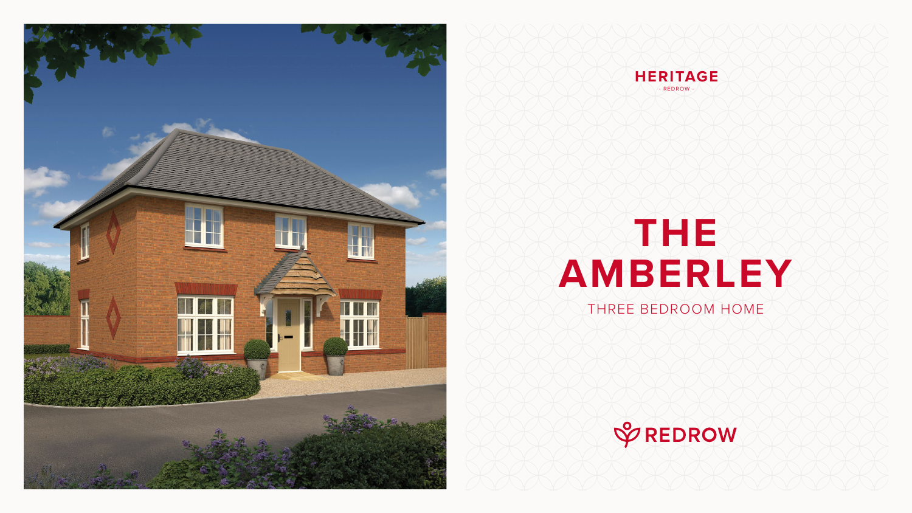HERITAGE

- REDROW -

# THE AMBERLEY

THREE BEDROOM HOME

REDROW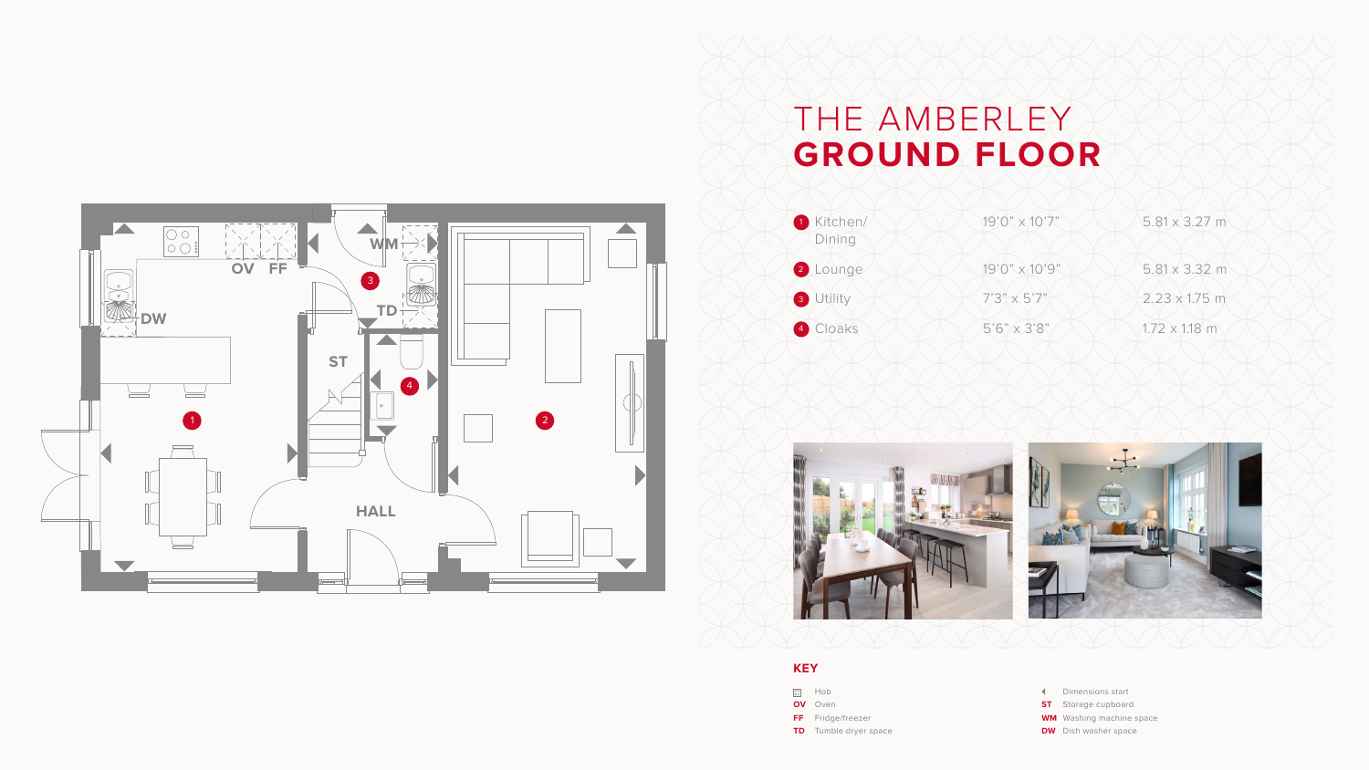# THE AMBERLEY
# **GROUND FLOOR**

| | Room | Imperial | Metric |
|---|---|---|---|
| 1 | Kitchen/ Dining | 19'0" x 10'7" | 5.81 x 3.27 m |
| 2 | Lounge | 19'0" x 10'9" | 5.81 x 3.32 m |
| 3 | Utility | 7'3" x 5'7" | 2.23 x 1.75 m |
| 4 | Cloaks | 5'6" x 3'8" | 1.72 x 1.18 m |

## KEY

- Hob
- **OV** Oven
- **FF** Fridge/freezer
- **TD** Tumble dryer space
- Dimensions start
- **ST** Storage cupboard
- **WM** Washing machine space
- **DW** Dish washer space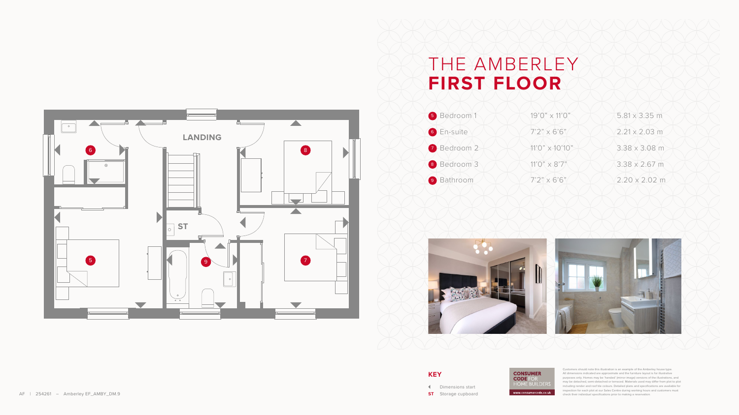# THE AMBERLEY **FIRST FLOOR**

| | | |
|---|---|---|
| 5 Bedroom 1 | 19'0" x 11'0" | 5.81 x 3.35 m |
| 6 En-suite | 7'2" x 6'6" | 2.21 x 2.03 m |
| 7 Bedroom 2 | 11'0" x 10'10" | 3.38 x 3.08 m |
| 8 Bedroom 3 | 11'0" x 8'7" | 3.38 x 2.67 m |
| 9 Bathroom | 7'2" x 6'6" | 2.20 x 2.02 m |

LANDING

ST

**KEY**

◀ Dimensions start

**ST** Storage cupboard

CONSUMER CODE FOR HOME BUILDERS
www.consumercode.co.uk

Customers should note this illustration is an example of the Amberley house type. All dimensions indicated are approximate and the furniture layout is for illustrative purposes only. Homes may be 'handed' (mirror image) versions of the illustrations, and may be detached, semi-detached or terraced. Materials used may differ from plot to plot including render and roof tile colours. Detailed plans and specifications are available for inspection for each plot at our Sales Centre during working hours and customers must check their individual specifications prior to making a reservation.

AF | 254261 – Amberley EF_AMBY_DM.9